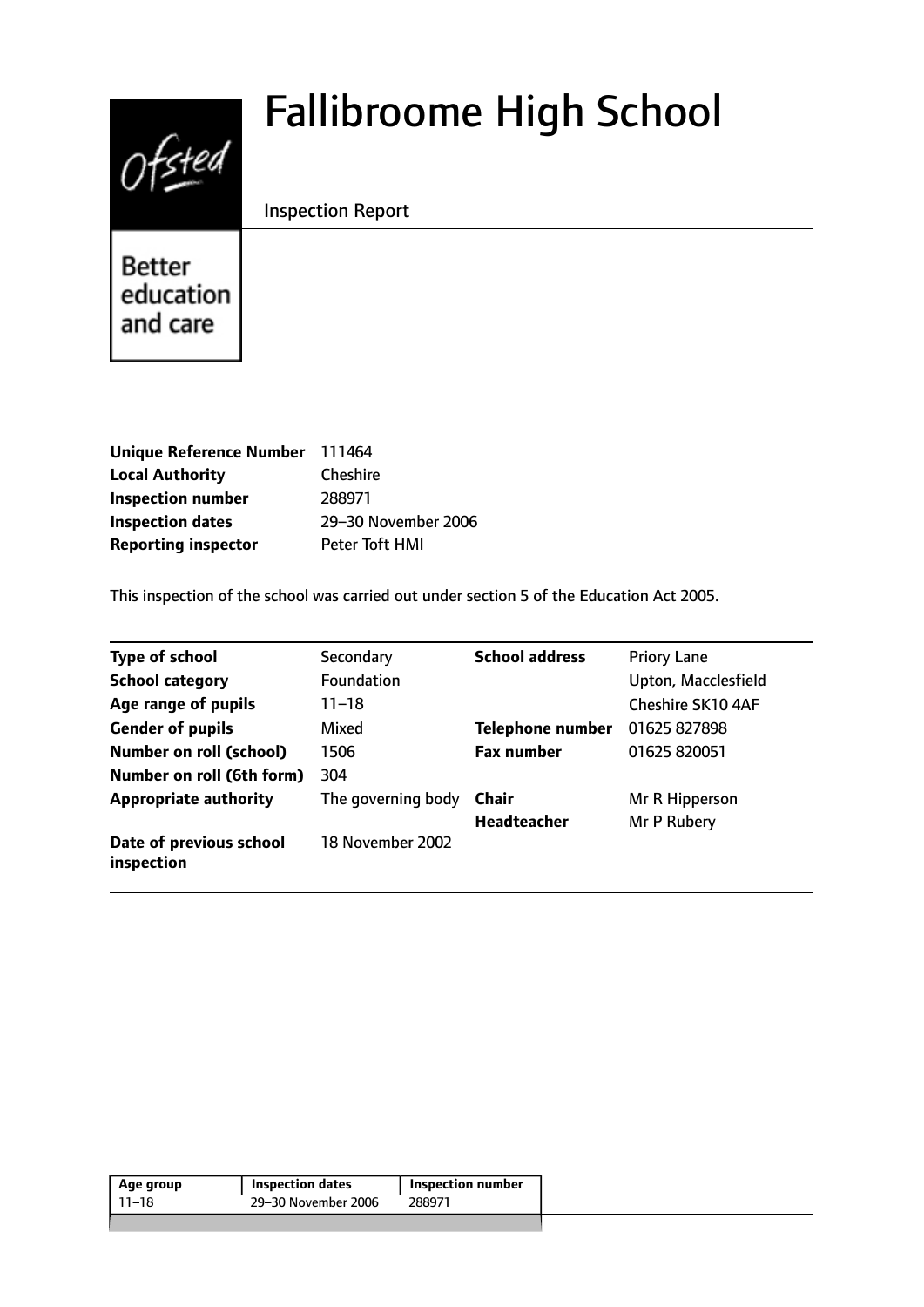# Fallibroome High School

Inspection Report

| | |
|---|---|
| **Unique Reference Number** | 111464 |
| **Local Authority** | Cheshire |
| **Inspection number** | 288971 |
| **Inspection dates** | 29–30 November 2006 |
| **Reporting inspector** | Peter Toft HMI |

This inspection of the school was carried out under section 5 of the Education Act 2005.

| | | | |
|---|---|---|---|
| **Type of school** | Secondary | **School address** | Priory Lane |
| **School category** | Foundation | | Upton, Macclesfield |
| **Age range of pupils** | 11–18 | | Cheshire SK10 4AF |
| **Gender of pupils** | Mixed | **Telephone number** | 01625 827898 |
| **Number on roll (school)** | 1506 | **Fax number** | 01625 820051 |
| **Number on roll (6th form)** | 304 | | |
| **Appropriate authority** | The governing body | **Chair** | Mr R Hipperson |
| | | **Headteacher** | Mr P Rubery |
| **Date of previous school inspection** | 18 November 2002 | | |

| Age group | Inspection dates | Inspection number |
|---|---|---|
| 11–18 | 29–30 November 2006 | 288971 |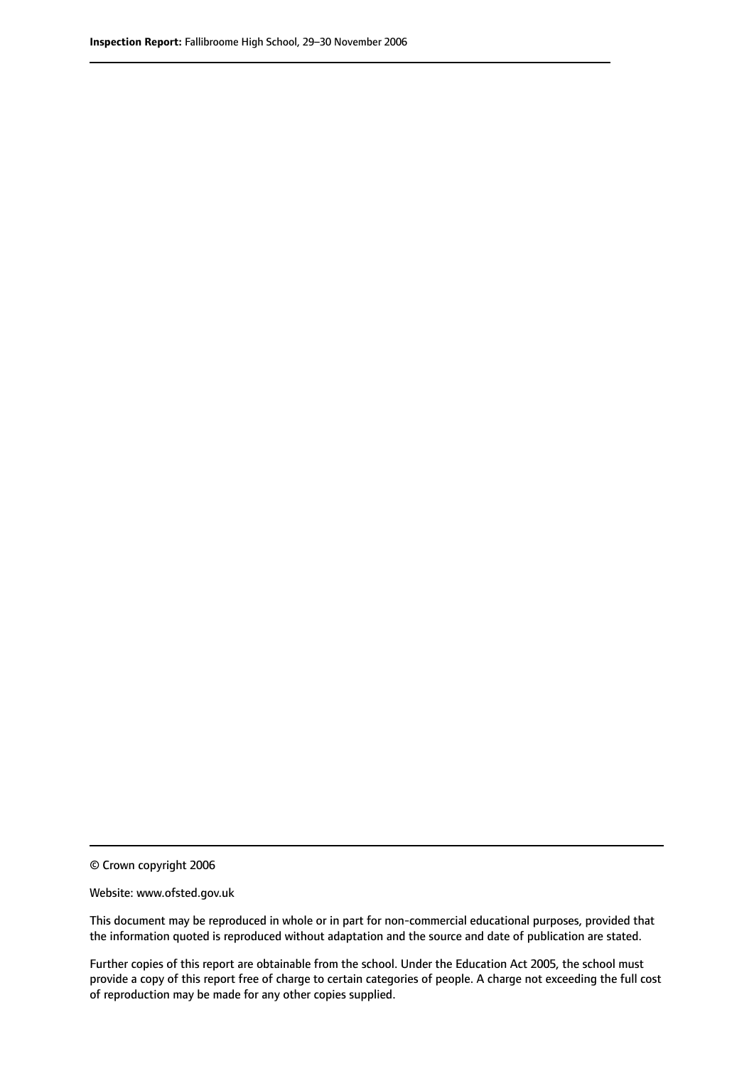© Crown copyright 2006

Website: www.ofsted.gov.uk

This document may be reproduced in whole or in part for non-commercial educational purposes, provided that the information quoted is reproduced without adaptation and the source and date of publication are stated.

Further copies of this report are obtainable from the school. Under the Education Act 2005, the school must provide a copy of this report free of charge to certain categories of people. A charge not exceeding the full cost of reproduction may be made for any other copies supplied.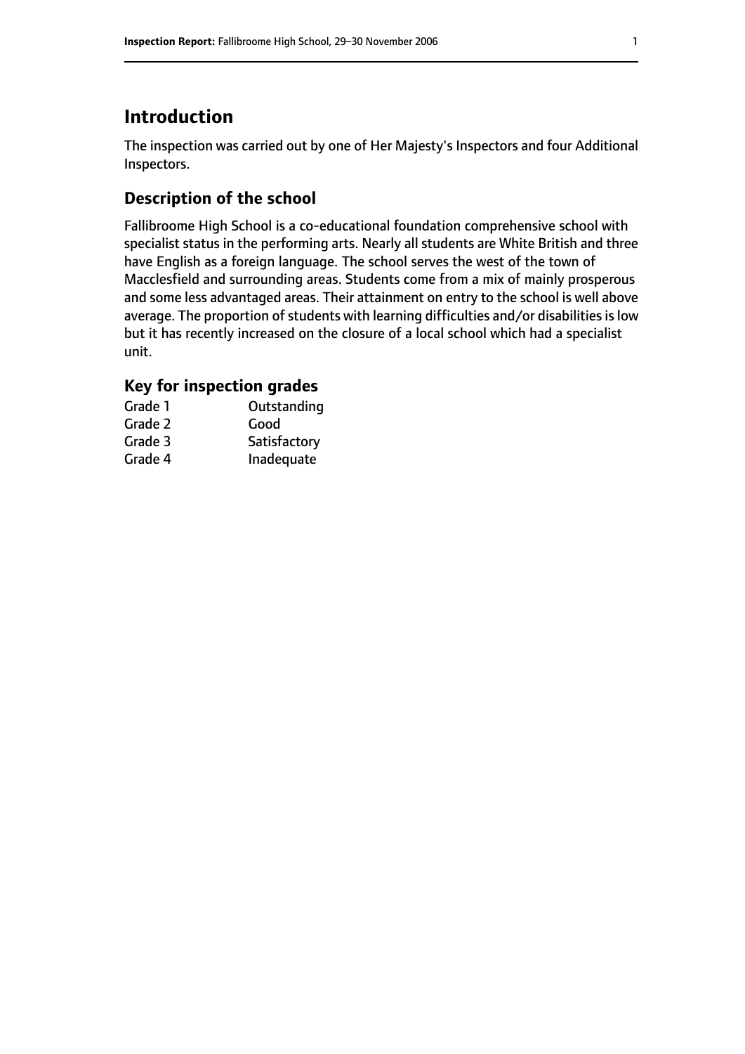# Introduction

The inspection was carried out by one of Her Majesty's Inspectors and four Additional Inspectors.

## Description of the school

Fallibroome High School is a co-educational foundation comprehensive school with specialist status in the performing arts. Nearly all students are White British and three have English as a foreign language. The school serves the west of the town of Macclesfield and surrounding areas. Students come from a mix of mainly prosperous and some less advantaged areas. Their attainment on entry to the school is well above average. The proportion of students with learning difficulties and/or disabilities is low but it has recently increased on the closure of a local school which had a specialist unit.

### Key for inspection grades

| | |
|---|---|
| Grade 1 | Outstanding |
| Grade 2 | Good |
| Grade 3 | Satisfactory |
| Grade 4 | Inadequate |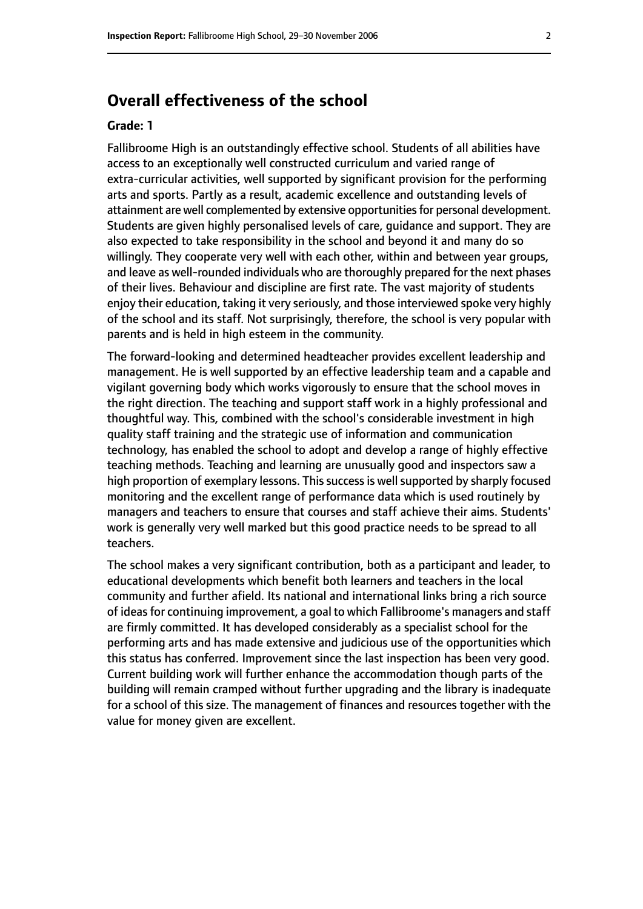## Overall effectiveness of the school

**Grade: 1**

Fallibroome High is an outstandingly effective school. Students of all abilities have access to an exceptionally well constructed curriculum and varied range of extra-curricular activities, well supported by significant provision for the performing arts and sports. Partly as a result, academic excellence and outstanding levels of attainment are well complemented by extensive opportunities for personal development. Students are given highly personalised levels of care, guidance and support. They are also expected to take responsibility in the school and beyond it and many do so willingly. They cooperate very well with each other, within and between year groups, and leave as well-rounded individuals who are thoroughly prepared for the next phases of their lives. Behaviour and discipline are first rate. The vast majority of students enjoy their education, taking it very seriously, and those interviewed spoke very highly of the school and its staff. Not surprisingly, therefore, the school is very popular with parents and is held in high esteem in the community.

The forward-looking and determined headteacher provides excellent leadership and management. He is well supported by an effective leadership team and a capable and vigilant governing body which works vigorously to ensure that the school moves in the right direction. The teaching and support staff work in a highly professional and thoughtful way. This, combined with the school's considerable investment in high quality staff training and the strategic use of information and communication technology, has enabled the school to adopt and develop a range of highly effective teaching methods. Teaching and learning are unusually good and inspectors saw a high proportion of exemplary lessons. This success is well supported by sharply focused monitoring and the excellent range of performance data which is used routinely by managers and teachers to ensure that courses and staff achieve their aims. Students' work is generally very well marked but this good practice needs to be spread to all teachers.

The school makes a very significant contribution, both as a participant and leader, to educational developments which benefit both learners and teachers in the local community and further afield. Its national and international links bring a rich source of ideas for continuing improvement, a goal to which Fallibroome's managers and staff are firmly committed. It has developed considerably as a specialist school for the performing arts and has made extensive and judicious use of the opportunities which this status has conferred. Improvement since the last inspection has been very good. Current building work will further enhance the accommodation though parts of the building will remain cramped without further upgrading and the library is inadequate for a school of this size. The management of finances and resources together with the value for money given are excellent.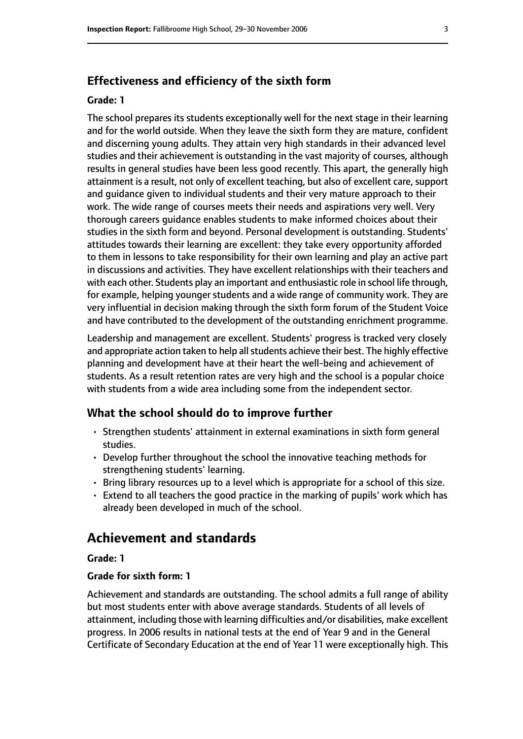### Effectiveness and efficiency of the sixth form

#### Grade: 1

The school prepares its students exceptionally well for the next stage in their learning and for the world outside. When they leave the sixth form they are mature, confident and discerning young adults. They attain very high standards in their advanced level studies and their achievement is outstanding in the vast majority of courses, although results in general studies have been less good recently. This apart, the generally high attainment is a result, not only of excellent teaching, but also of excellent care, support and guidance given to individual students and their very mature approach to their work. The wide range of courses meets their needs and aspirations very well. Very thorough careers guidance enables students to make informed choices about their studies in the sixth form and beyond. Personal development is outstanding. Students' attitudes towards their learning are excellent: they take every opportunity afforded to them in lessons to take responsibility for their own learning and play an active part in discussions and activities. They have excellent relationships with their teachers and with each other. Students play an important and enthusiastic role in school life through, for example, helping younger students and a wide range of community work. They are very influential in decision making through the sixth form forum of the Student Voice and have contributed to the development of the outstanding enrichment programme.

Leadership and management are excellent. Students' progress is tracked very closely and appropriate action taken to help all students achieve their best. The highly effective planning and development have at their heart the well-being and achievement of students. As a result retention rates are very high and the school is a popular choice with students from a wide area including some from the independent sector.

### What the school should do to improve further

- Strengthen students' attainment in external examinations in sixth form general studies.
- Develop further throughout the school the innovative teaching methods for strengthening students' learning.
- Bring library resources up to a level which is appropriate for a school of this size.
- Extend to all teachers the good practice in the marking of pupils' work which has already been developed in much of the school.

## Achievement and standards

#### Grade: 1

#### Grade for sixth form: 1

Achievement and standards are outstanding. The school admits a full range of ability but most students enter with above average standards. Students of all levels of attainment, including those with learning difficulties and/or disabilities, make excellent progress. In 2006 results in national tests at the end of Year 9 and in the General Certificate of Secondary Education at the end of Year 11 were exceptionally high. This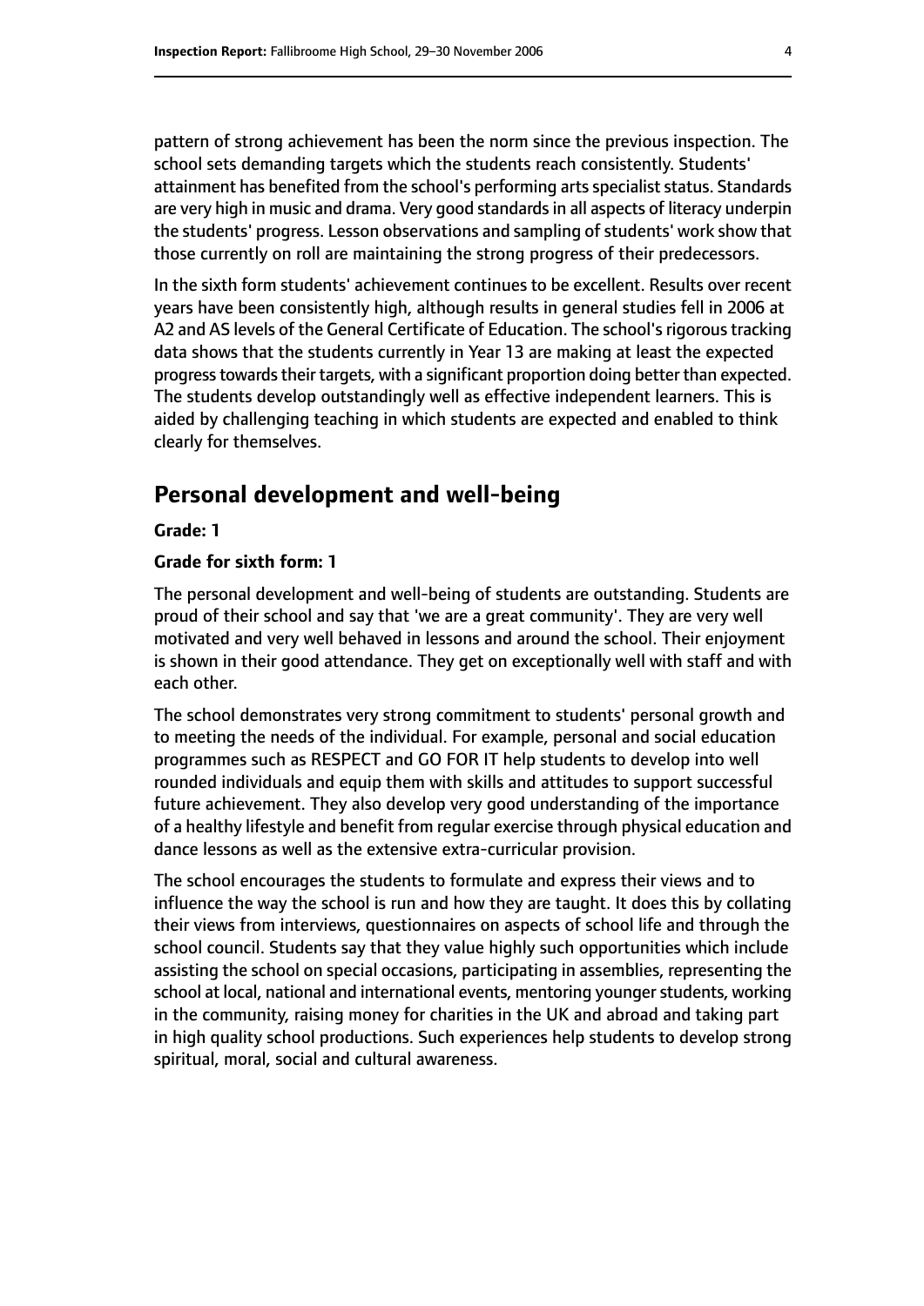pattern of strong achievement has been the norm since the previous inspection. The school sets demanding targets which the students reach consistently. Students' attainment has benefited from the school's performing arts specialist status. Standards are very high in music and drama. Very good standards in all aspects of literacy underpin the students' progress. Lesson observations and sampling of students' work show that those currently on roll are maintaining the strong progress of their predecessors.

In the sixth form students' achievement continues to be excellent. Results over recent years have been consistently high, although results in general studies fell in 2006 at A2 and AS levels of the General Certificate of Education. The school's rigorous tracking data shows that the students currently in Year 13 are making at least the expected progress towards their targets, with a significant proportion doing better than expected. The students develop outstandingly well as effective independent learners. This is aided by challenging teaching in which students are expected and enabled to think clearly for themselves.

## Personal development and well-being

**Grade: 1**

**Grade for sixth form: 1**

The personal development and well-being of students are outstanding. Students are proud of their school and say that 'we are a great community'. They are very well motivated and very well behaved in lessons and around the school. Their enjoyment is shown in their good attendance. They get on exceptionally well with staff and with each other.

The school demonstrates very strong commitment to students' personal growth and to meeting the needs of the individual. For example, personal and social education programmes such as RESPECT and GO FOR IT help students to develop into well rounded individuals and equip them with skills and attitudes to support successful future achievement. They also develop very good understanding of the importance of a healthy lifestyle and benefit from regular exercise through physical education and dance lessons as well as the extensive extra-curricular provision.

The school encourages the students to formulate and express their views and to influence the way the school is run and how they are taught. It does this by collating their views from interviews, questionnaires on aspects of school life and through the school council. Students say that they value highly such opportunities which include assisting the school on special occasions, participating in assemblies, representing the school at local, national and international events, mentoring younger students, working in the community, raising money for charities in the UK and abroad and taking part in high quality school productions. Such experiences help students to develop strong spiritual, moral, social and cultural awareness.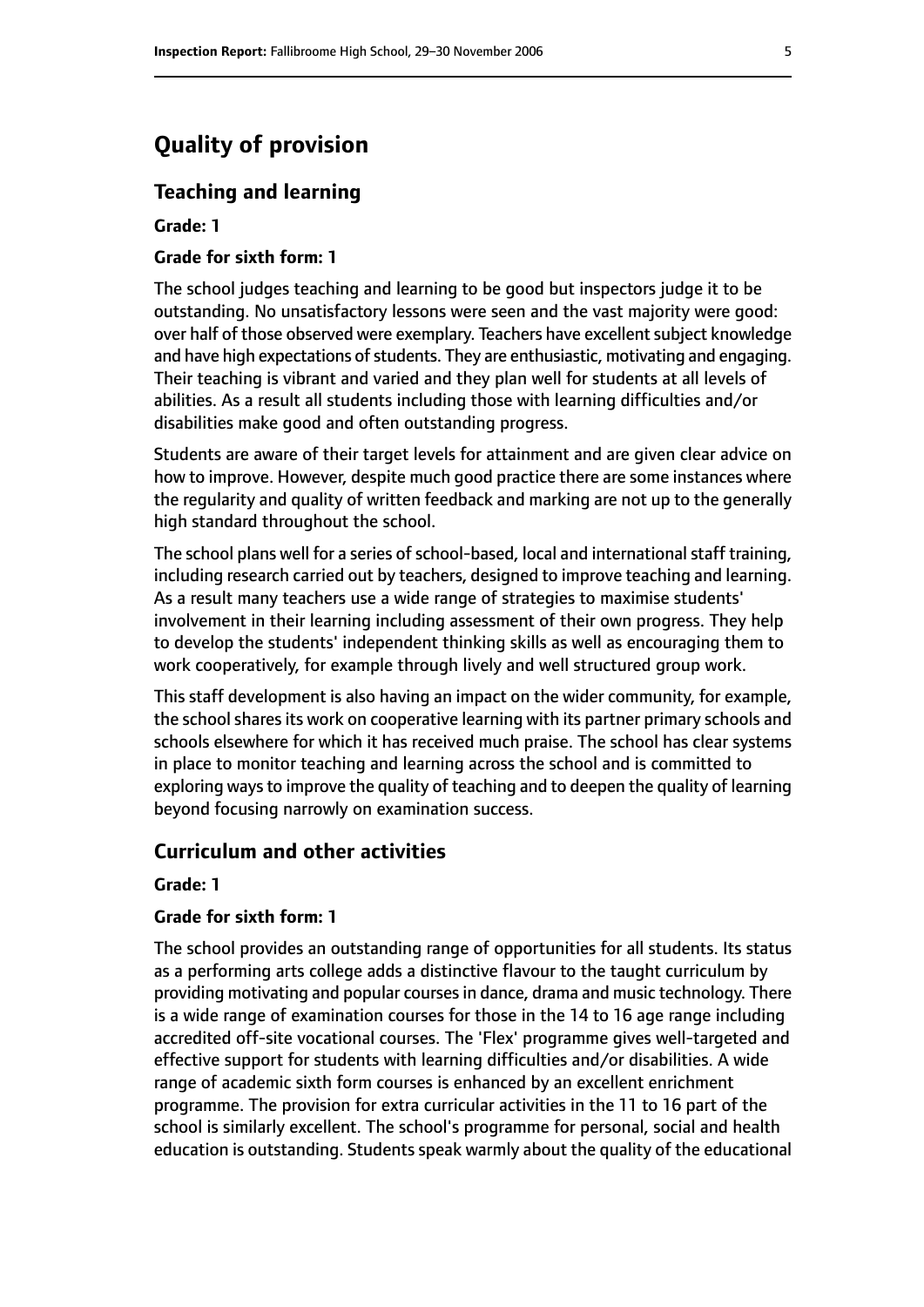# Quality of provision

## Teaching and learning

**Grade: 1**

**Grade for sixth form: 1**

The school judges teaching and learning to be good but inspectors judge it to be outstanding. No unsatisfactory lessons were seen and the vast majority were good: over half of those observed were exemplary. Teachers have excellent subject knowledge and have high expectations of students. They are enthusiastic, motivating and engaging. Their teaching is vibrant and varied and they plan well for students at all levels of abilities. As a result all students including those with learning difficulties and/or disabilities make good and often outstanding progress.

Students are aware of their target levels for attainment and are given clear advice on how to improve. However, despite much good practice there are some instances where the regularity and quality of written feedback and marking are not up to the generally high standard throughout the school.

The school plans well for a series of school-based, local and international staff training, including research carried out by teachers, designed to improve teaching and learning. As a result many teachers use a wide range of strategies to maximise students' involvement in their learning including assessment of their own progress. They help to develop the students' independent thinking skills as well as encouraging them to work cooperatively, for example through lively and well structured group work.

This staff development is also having an impact on the wider community, for example, the school shares its work on cooperative learning with its partner primary schools and schools elsewhere for which it has received much praise. The school has clear systems in place to monitor teaching and learning across the school and is committed to exploring ways to improve the quality of teaching and to deepen the quality of learning beyond focusing narrowly on examination success.

## Curriculum and other activities

**Grade: 1**

**Grade for sixth form: 1**

The school provides an outstanding range of opportunities for all students. Its status as a performing arts college adds a distinctive flavour to the taught curriculum by providing motivating and popular courses in dance, drama and music technology. There is a wide range of examination courses for those in the 14 to 16 age range including accredited off-site vocational courses. The 'Flex' programme gives well-targeted and effective support for students with learning difficulties and/or disabilities. A wide range of academic sixth form courses is enhanced by an excellent enrichment programme. The provision for extra curricular activities in the 11 to 16 part of the school is similarly excellent. The school's programme for personal, social and health education is outstanding. Students speak warmly about the quality of the educational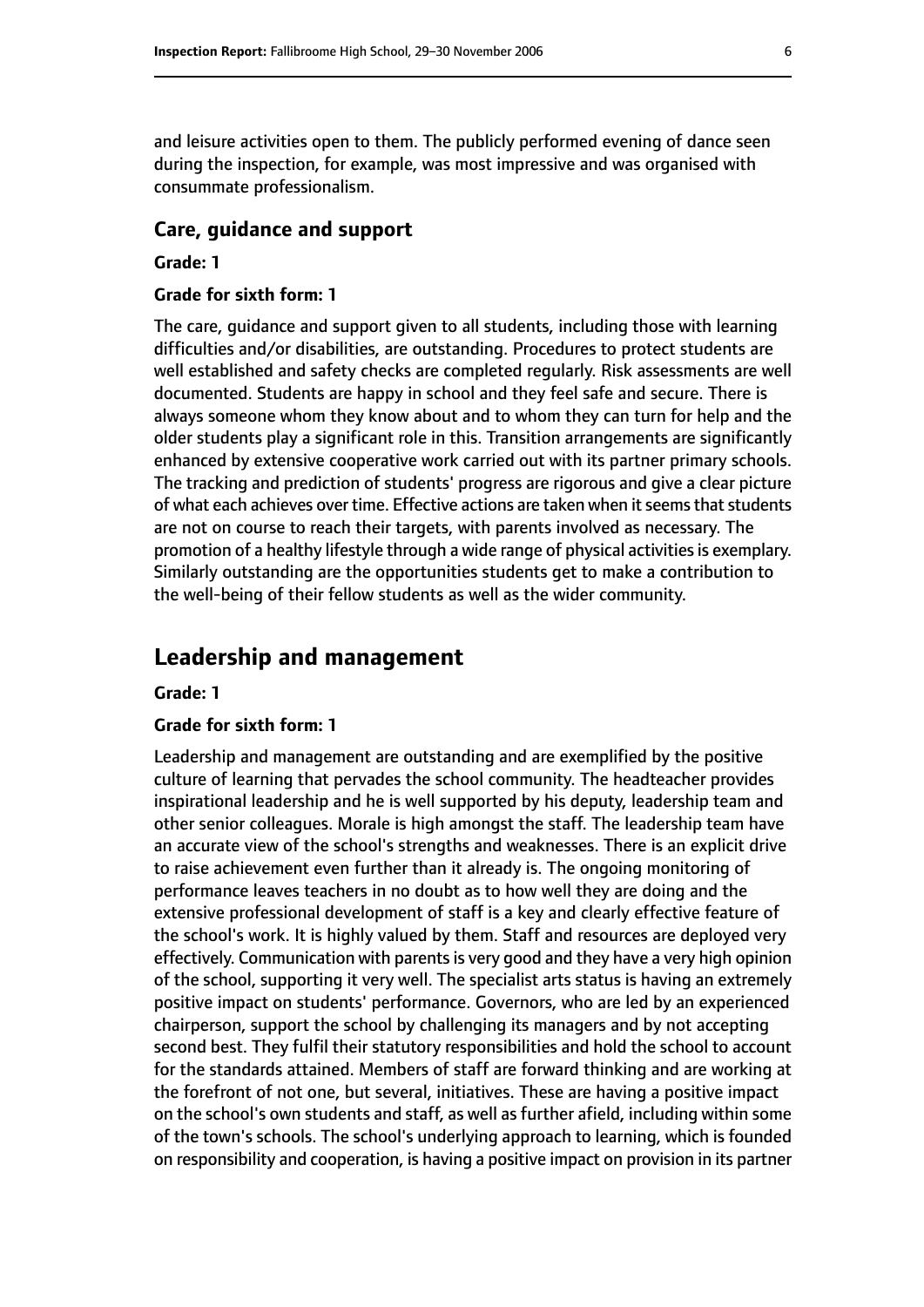and leisure activities open to them. The publicly performed evening of dance seen during the inspection, for example, was most impressive and was organised with consummate professionalism.

### Care, guidance and support

**Grade: 1**

**Grade for sixth form: 1**

The care, guidance and support given to all students, including those with learning difficulties and/or disabilities, are outstanding. Procedures to protect students are well established and safety checks are completed regularly. Risk assessments are well documented. Students are happy in school and they feel safe and secure. There is always someone whom they know about and to whom they can turn for help and the older students play a significant role in this. Transition arrangements are significantly enhanced by extensive cooperative work carried out with its partner primary schools. The tracking and prediction of students' progress are rigorous and give a clear picture of what each achieves over time. Effective actions are taken when it seems that students are not on course to reach their targets, with parents involved as necessary. The promotion of a healthy lifestyle through a wide range of physical activities is exemplary. Similarly outstanding are the opportunities students get to make a contribution to the well-being of their fellow students as well as the wider community.

## Leadership and management

**Grade: 1**

**Grade for sixth form: 1**

Leadership and management are outstanding and are exemplified by the positive culture of learning that pervades the school community. The headteacher provides inspirational leadership and he is well supported by his deputy, leadership team and other senior colleagues. Morale is high amongst the staff. The leadership team have an accurate view of the school's strengths and weaknesses. There is an explicit drive to raise achievement even further than it already is. The ongoing monitoring of performance leaves teachers in no doubt as to how well they are doing and the extensive professional development of staff is a key and clearly effective feature of the school's work. It is highly valued by them. Staff and resources are deployed very effectively. Communication with parents is very good and they have a very high opinion of the school, supporting it very well. The specialist arts status is having an extremely positive impact on students' performance. Governors, who are led by an experienced chairperson, support the school by challenging its managers and by not accepting second best. They fulfil their statutory responsibilities and hold the school to account for the standards attained. Members of staff are forward thinking and are working at the forefront of not one, but several, initiatives. These are having a positive impact on the school's own students and staff, as well as further afield, including within some of the town's schools. The school's underlying approach to learning, which is founded on responsibility and cooperation, is having a positive impact on provision in its partner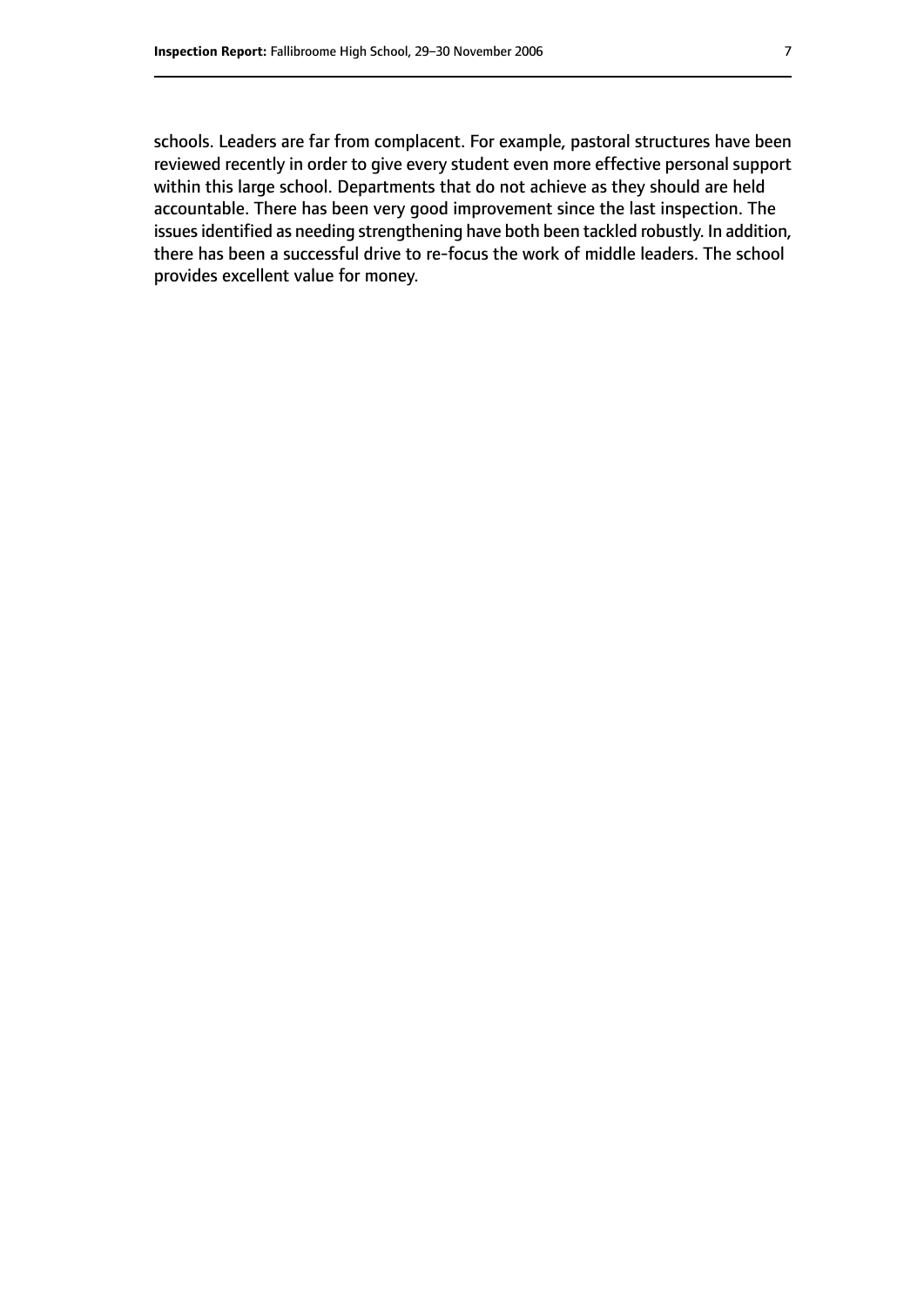schools. Leaders are far from complacent. For example, pastoral structures have been reviewed recently in order to give every student even more effective personal support within this large school. Departments that do not achieve as they should are held accountable. There has been very good improvement since the last inspection. The issues identified as needing strengthening have both been tackled robustly. In addition, there has been a successful drive to re-focus the work of middle leaders. The school provides excellent value for money.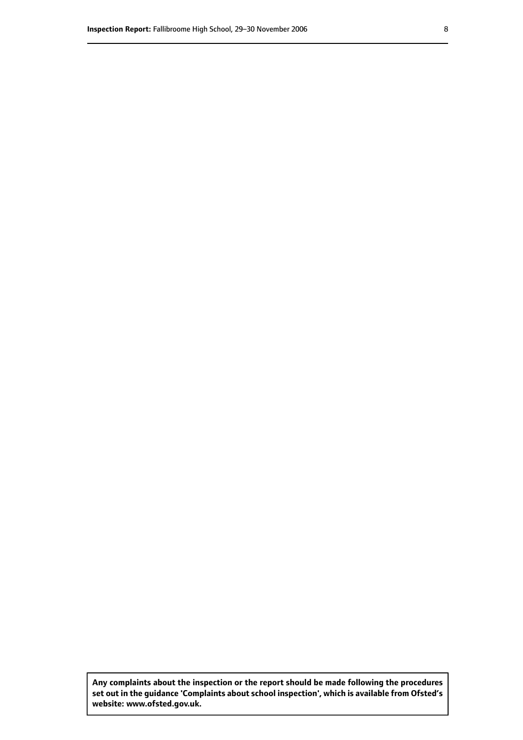**Any complaints about the inspection or the report should be made following the procedures set out in the guidance 'Complaints about school inspection', which is available from Ofsted's website: www.ofsted.gov.uk.**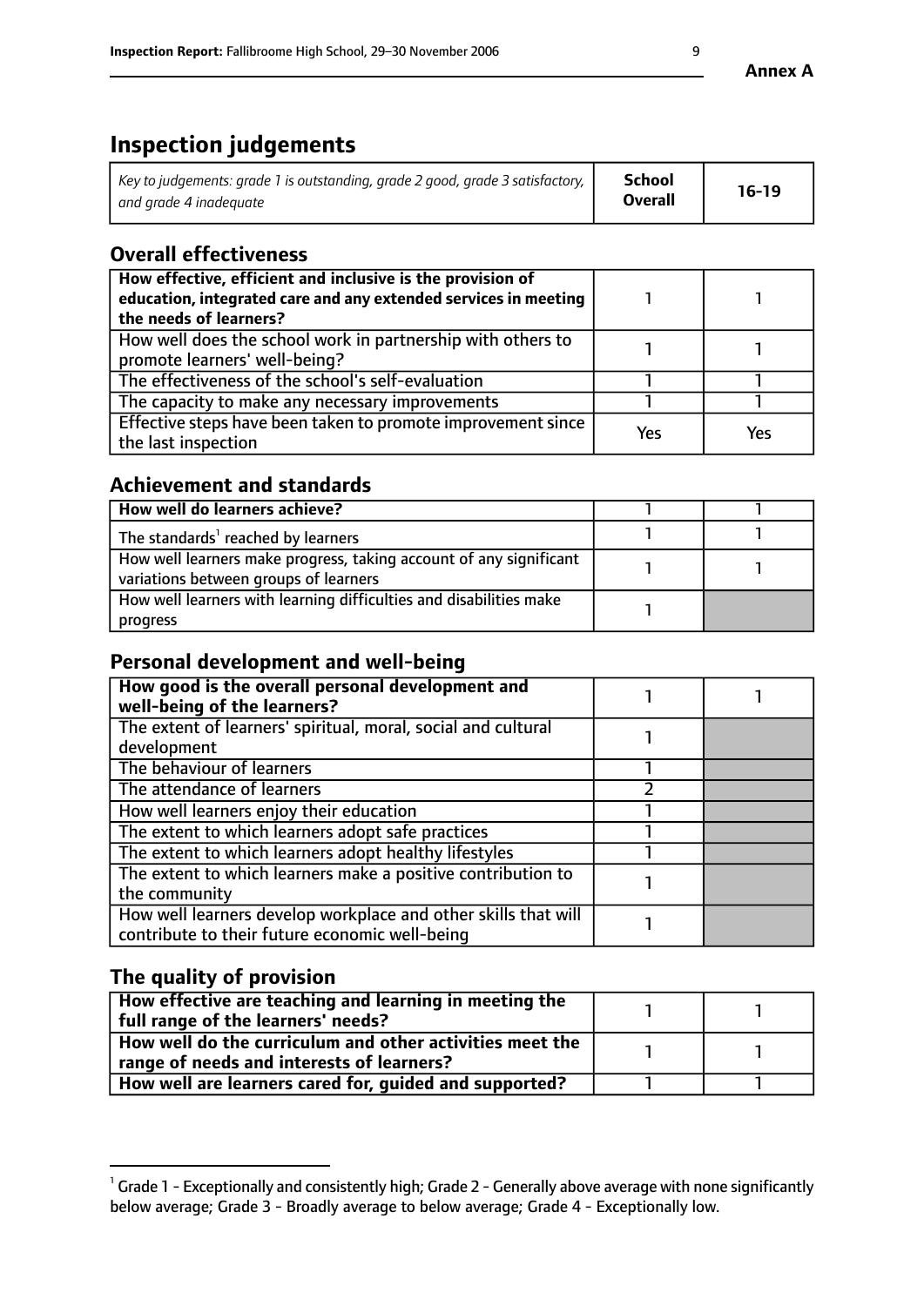**Annex A**

# Inspection judgements

| *Key to judgements: grade 1 is outstanding, grade 2 good, grade 3 satisfactory, and grade 4 inadequate* | **School Overall** | **16-19** |
|---|---|---|

## Overall effectiveness

| | | |
|---|---|---|
| **How effective, efficient and inclusive is the provision of education, integrated care and any extended services in meeting the needs of learners?** | 1 | 1 |
| How well does the school work in partnership with others to promote learners' well-being? | 1 | 1 |
| The effectiveness of the school's self-evaluation | 1 | 1 |
| The capacity to make any necessary improvements | 1 | 1 |
| Effective steps have been taken to promote improvement since the last inspection | Yes | Yes |

## Achievement and standards

| | | |
|---|---|---|
| **How well do learners achieve?** | 1 | 1 |
| The standards[1] reached by learners | 1 | 1 |
| How well learners make progress, taking account of any significant variations between groups of learners | 1 | 1 |
| How well learners with learning difficulties and disabilities make progress | 1 | |

## Personal development and well-being

| | | |
|---|---|---|
| **How good is the overall personal development and well-being of the learners?** | 1 | 1 |
| The extent of learners' spiritual, moral, social and cultural development | 1 | |
| The behaviour of learners | 1 | |
| The attendance of learners | 2 | |
| How well learners enjoy their education | 1 | |
| The extent to which learners adopt safe practices | 1 | |
| The extent to which learners adopt healthy lifestyles | 1 | |
| The extent to which learners make a positive contribution to the community | 1 | |
| How well learners develop workplace and other skills that will contribute to their future economic well-being | 1 | |

## The quality of provision

| | | |
|---|---|---|
| **How effective are teaching and learning in meeting the full range of the learners' needs?** | 1 | 1 |
| **How well do the curriculum and other activities meet the range of needs and interests of learners?** | 1 | 1 |
| **How well are learners cared for, guided and supported?** | 1 | 1 |

[1] Grade 1 - Exceptionally and consistently high; Grade 2 - Generally above average with none significantly below average; Grade 3 - Broadly average to below average; Grade 4 - Exceptionally low.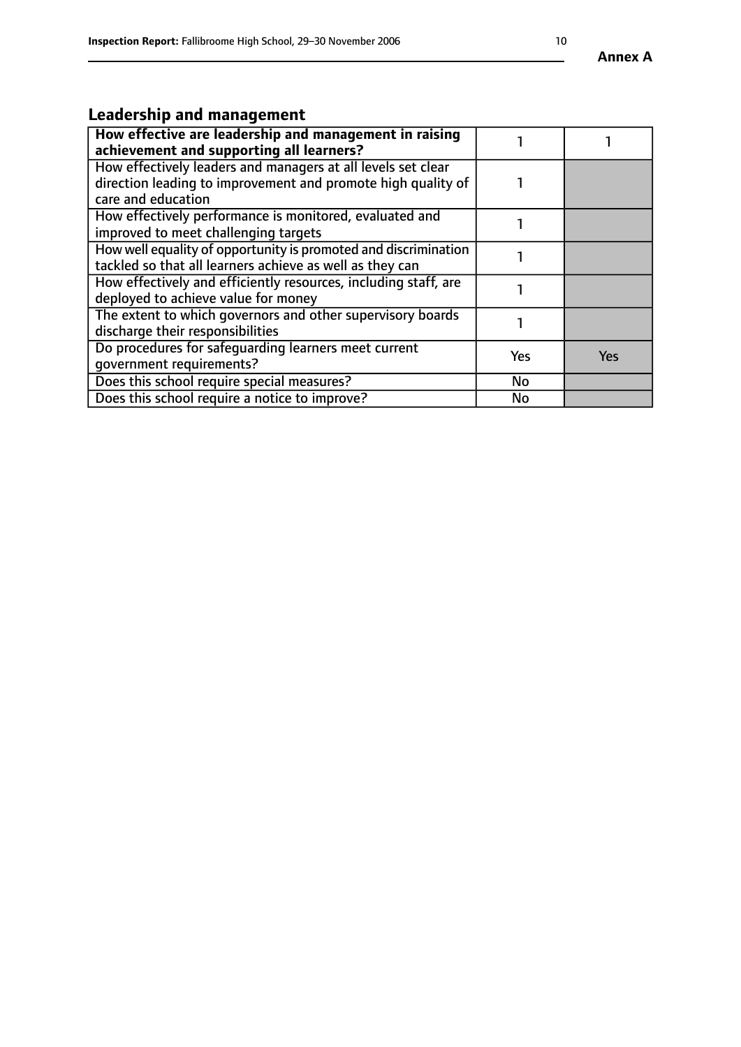**Annex A**

## Leadership and management

| How effective are leadership and management in raising achievement and supporting all learners? | 1 | 1 |
|---|---|---|
| How effectively leaders and managers at all levels set clear direction leading to improvement and promote high quality of care and education | 1 | |
| How effectively performance is monitored, evaluated and improved to meet challenging targets | 1 | |
| How well equality of opportunity is promoted and discrimination tackled so that all learners achieve as well as they can | 1 | |
| How effectively and efficiently resources, including staff, are deployed to achieve value for money | 1 | |
| The extent to which governors and other supervisory boards discharge their responsibilities | 1 | |
| Do procedures for safeguarding learners meet current government requirements? | Yes | Yes |
| Does this school require special measures? | No | |
| Does this school require a notice to improve? | No | |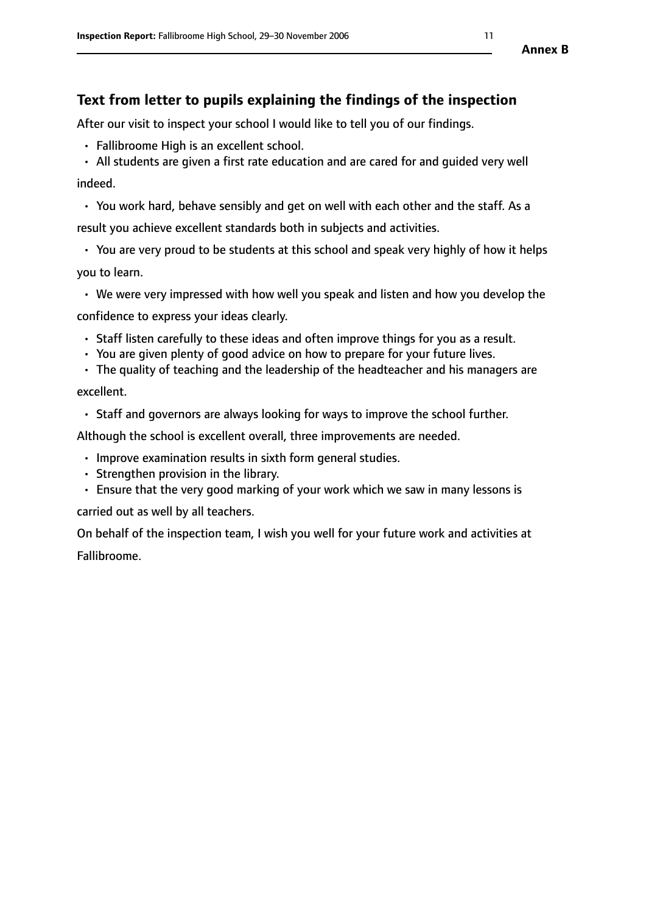## Text from letter to pupils explaining the findings of the inspection

After our visit to inspect your school I would like to tell you of our findings.

- Fallibroome High is an excellent school.
- All students are given a first rate education and are cared for and guided very well indeed.
- You work hard, behave sensibly and get on well with each other and the staff. As a result you achieve excellent standards both in subjects and activities.
- You are very proud to be students at this school and speak very highly of how it helps you to learn.
- We were very impressed with how well you speak and listen and how you develop the confidence to express your ideas clearly.
- Staff listen carefully to these ideas and often improve things for you as a result.
- You are given plenty of good advice on how to prepare for your future lives.
- The quality of teaching and the leadership of the headteacher and his managers are excellent.
- Staff and governors are always looking for ways to improve the school further.

Although the school is excellent overall, three improvements are needed.

- Improve examination results in sixth form general studies.
- Strengthen provision in the library.
- Ensure that the very good marking of your work which we saw in many lessons is carried out as well by all teachers.

On behalf of the inspection team, I wish you well for your future work and activities at Fallibroome.